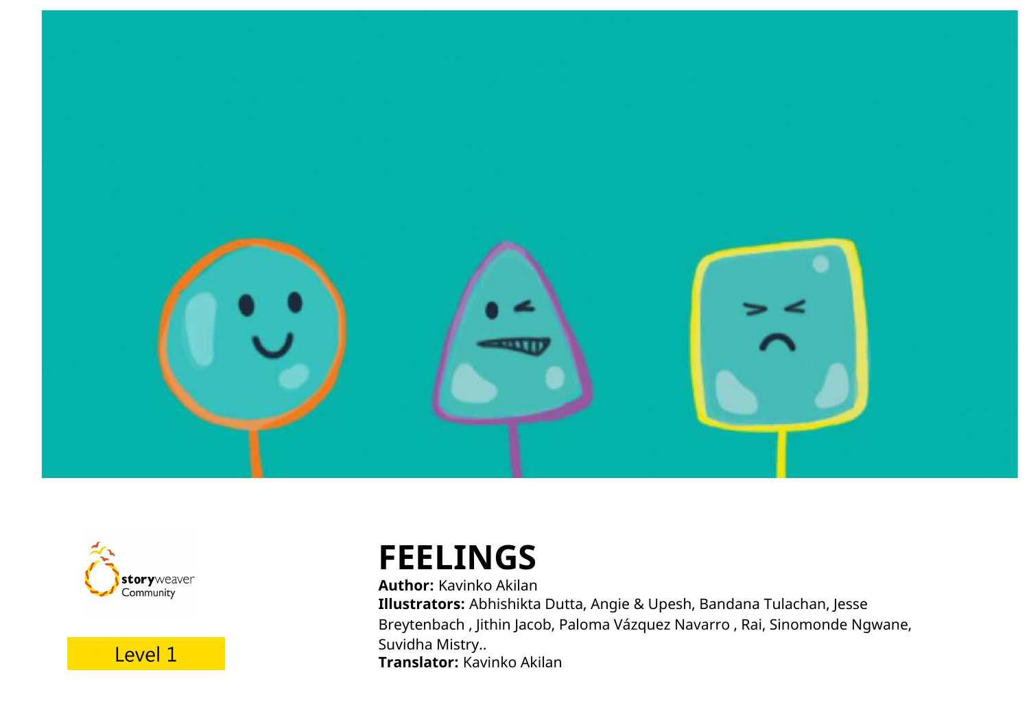storyweaver Community

Level 1

# FEELINGS

**Author:** Kavinko Akilan
**Illustrators:** Abhishikta Dutta, Angie & Upesh, Bandana Tulachan, Jesse Breytenbach , Jithin Jacob, Paloma Vázquez Navarro , Rai, Sinomonde Ngwane, Suvidha Mistry..
**Translator:** Kavinko Akilan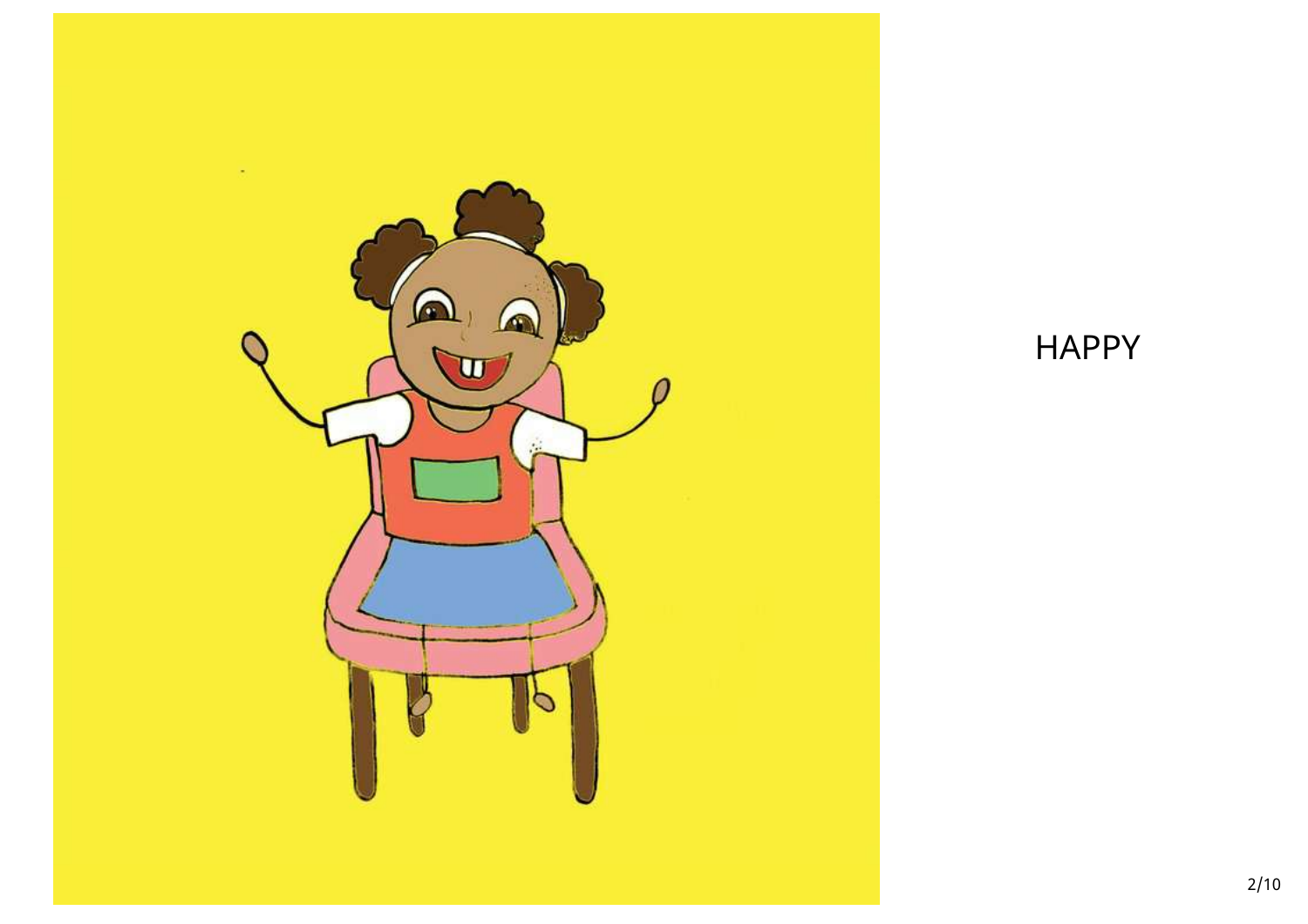HAPPY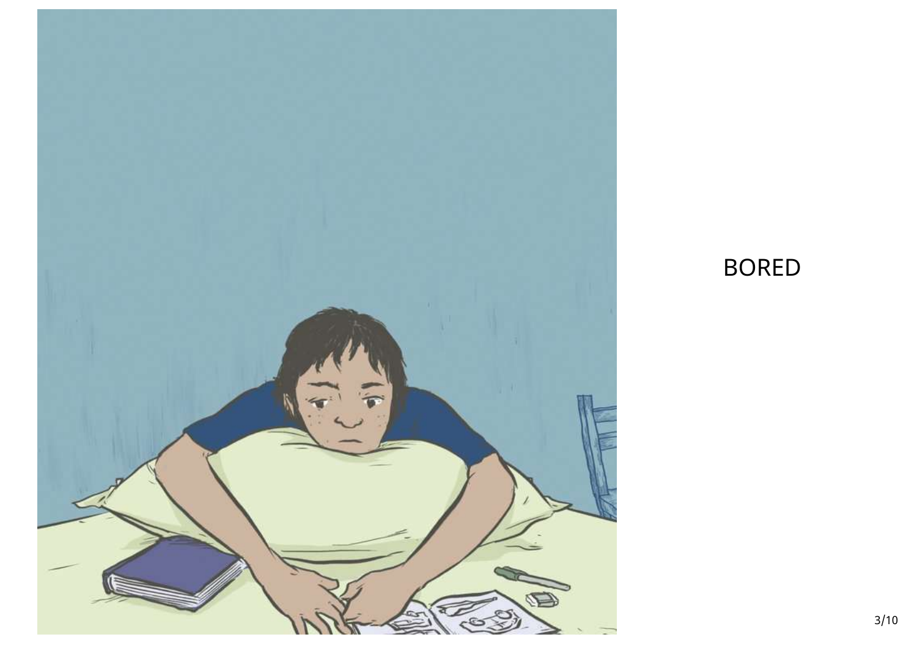BORED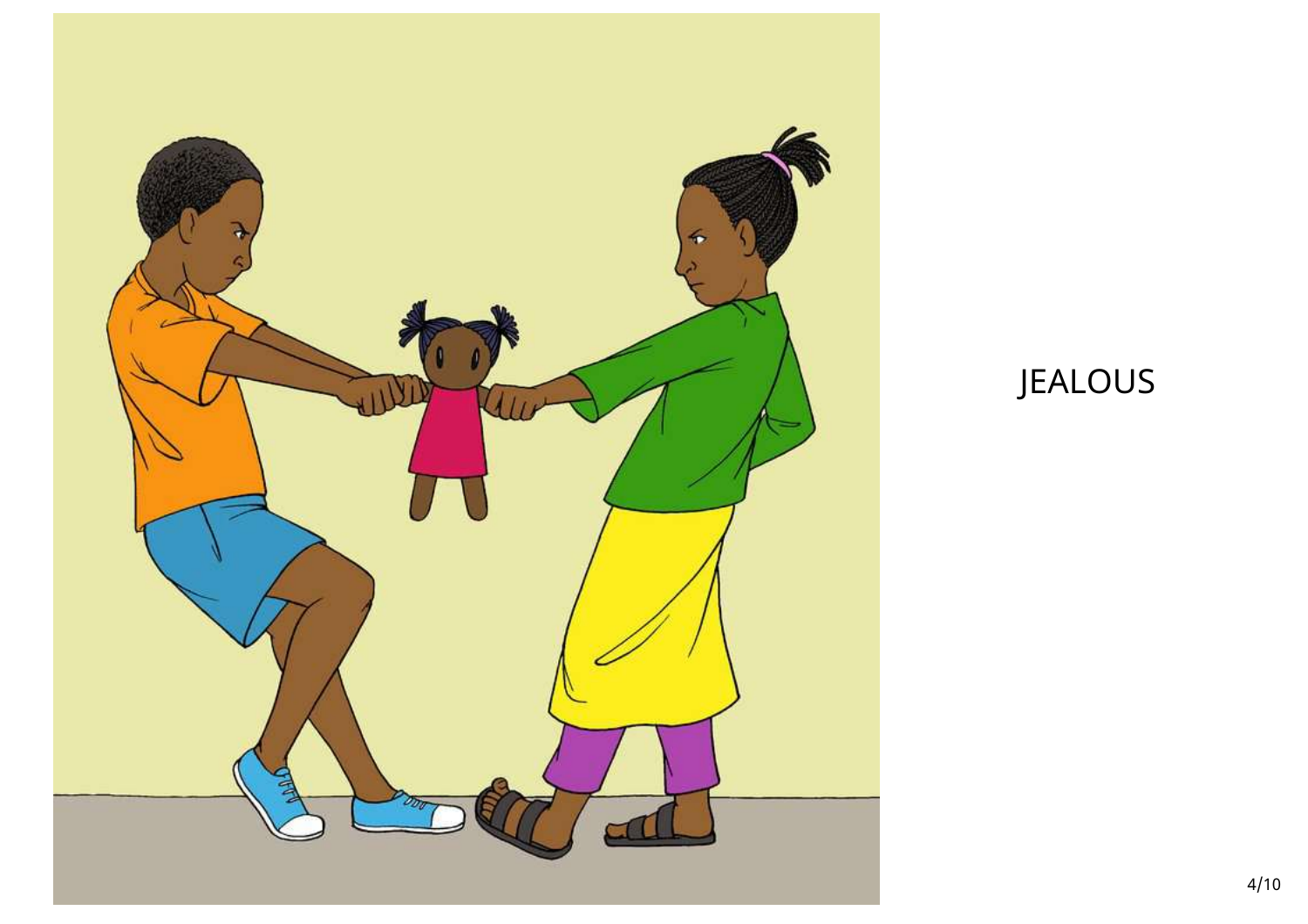JEALOUS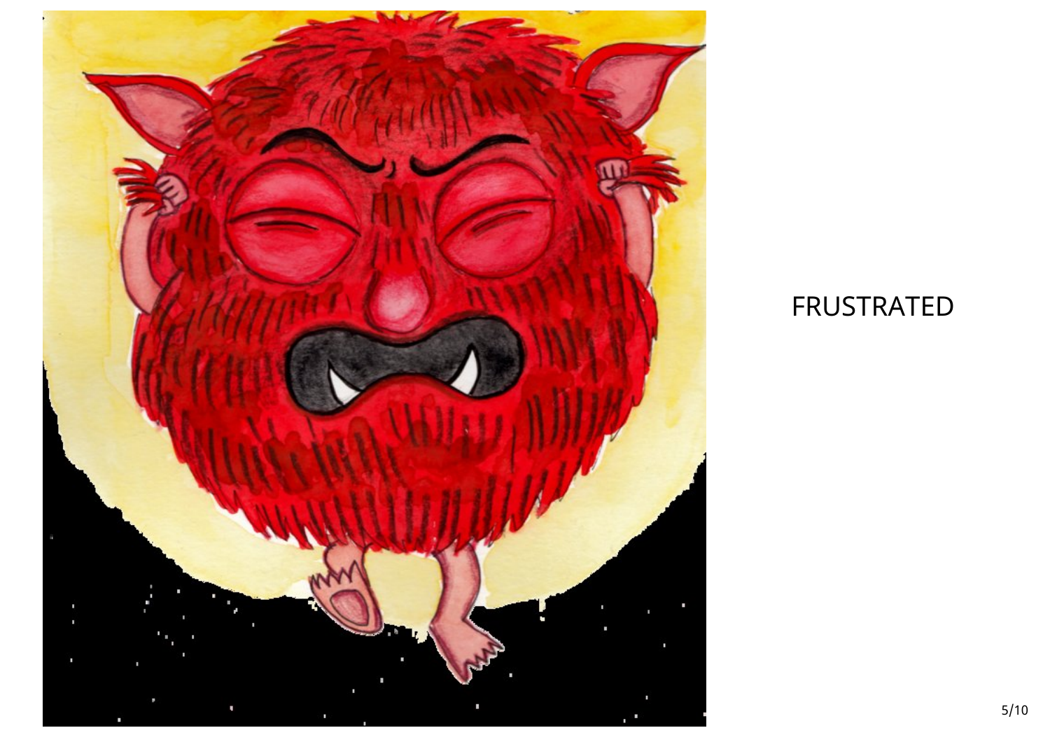FRUSTRATED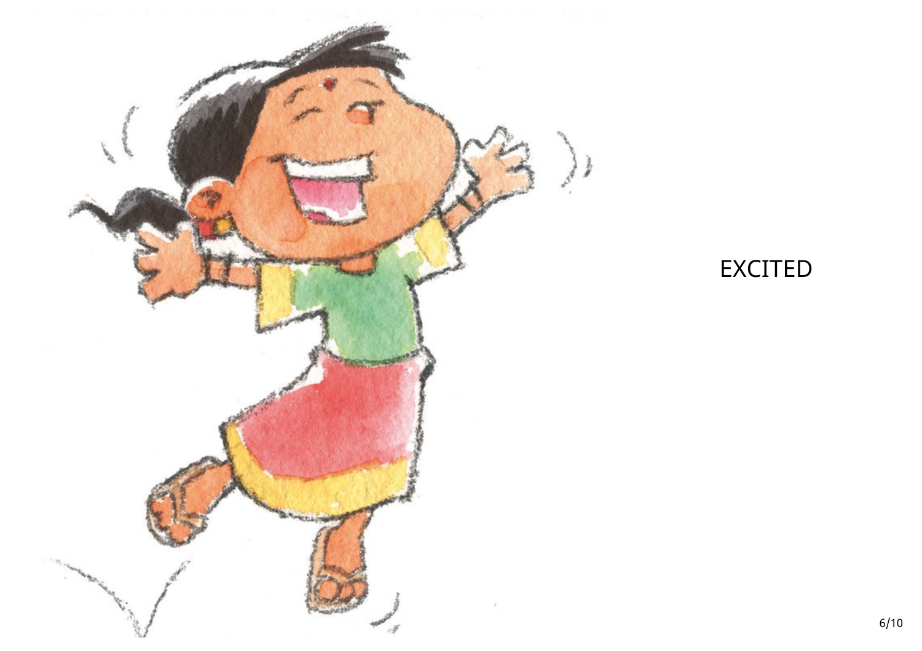EXCITED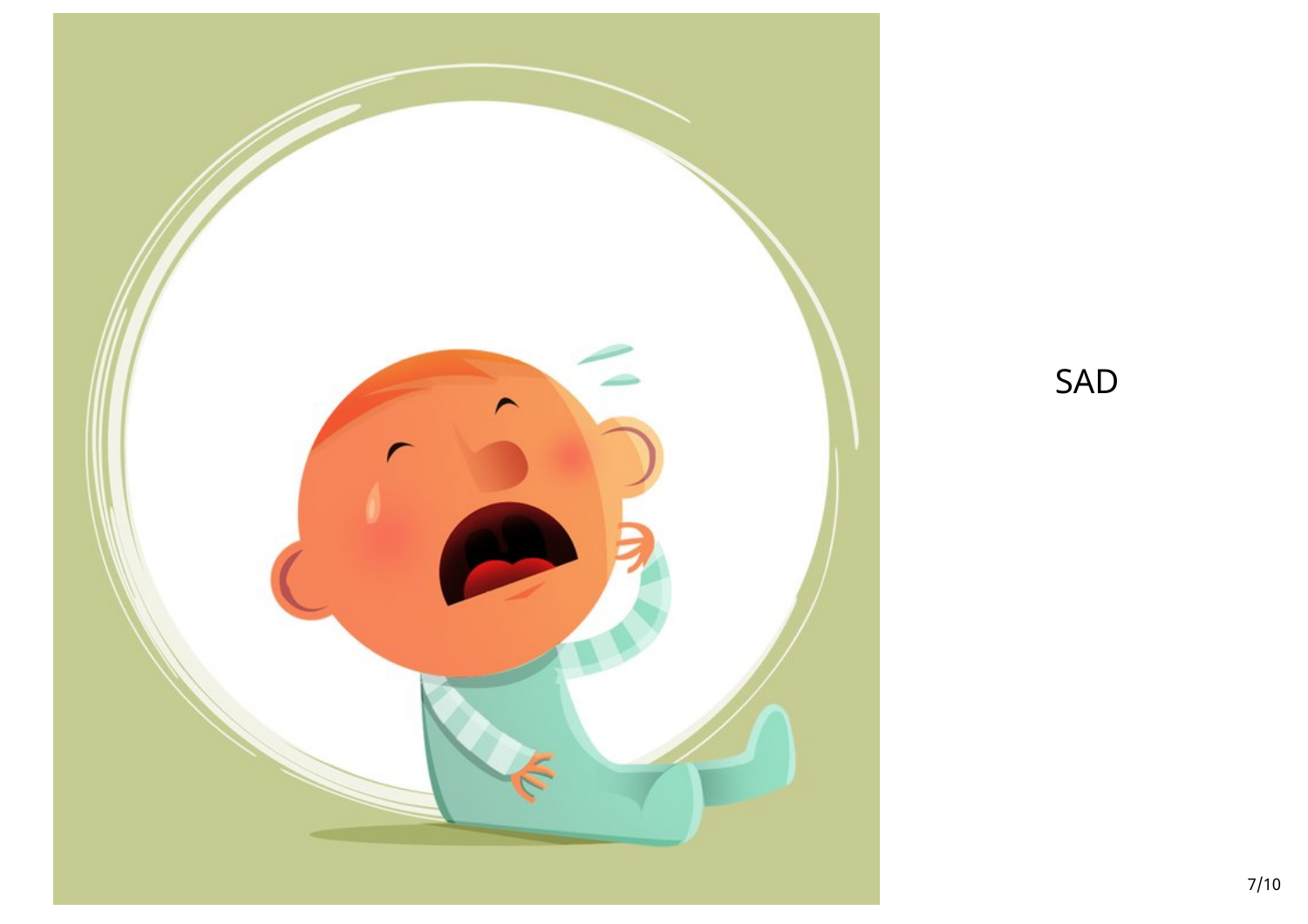SAD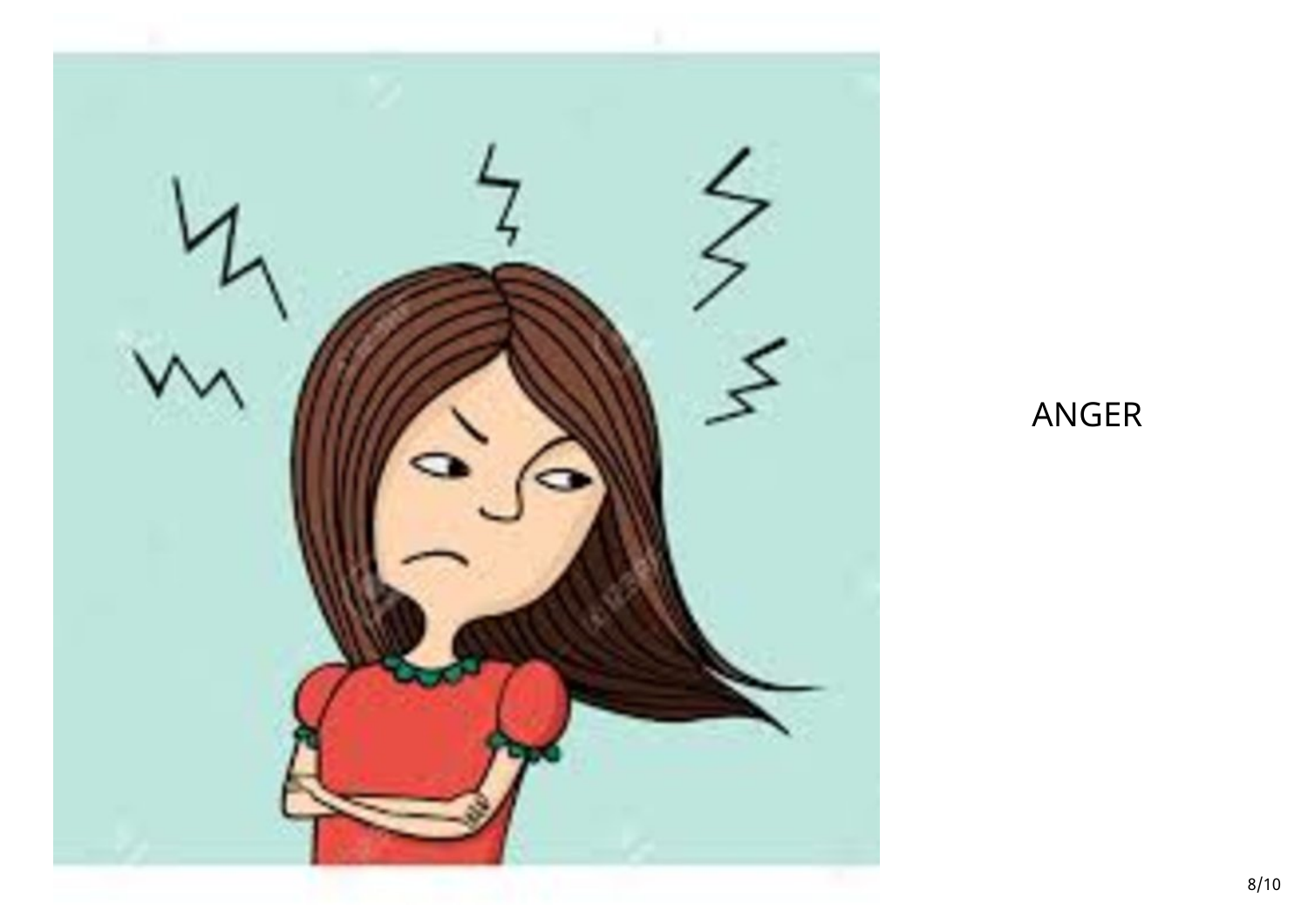ANGER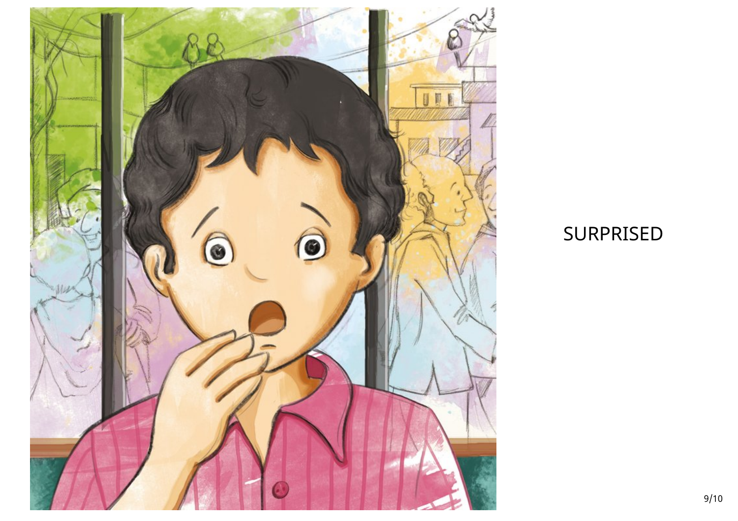SURPRISED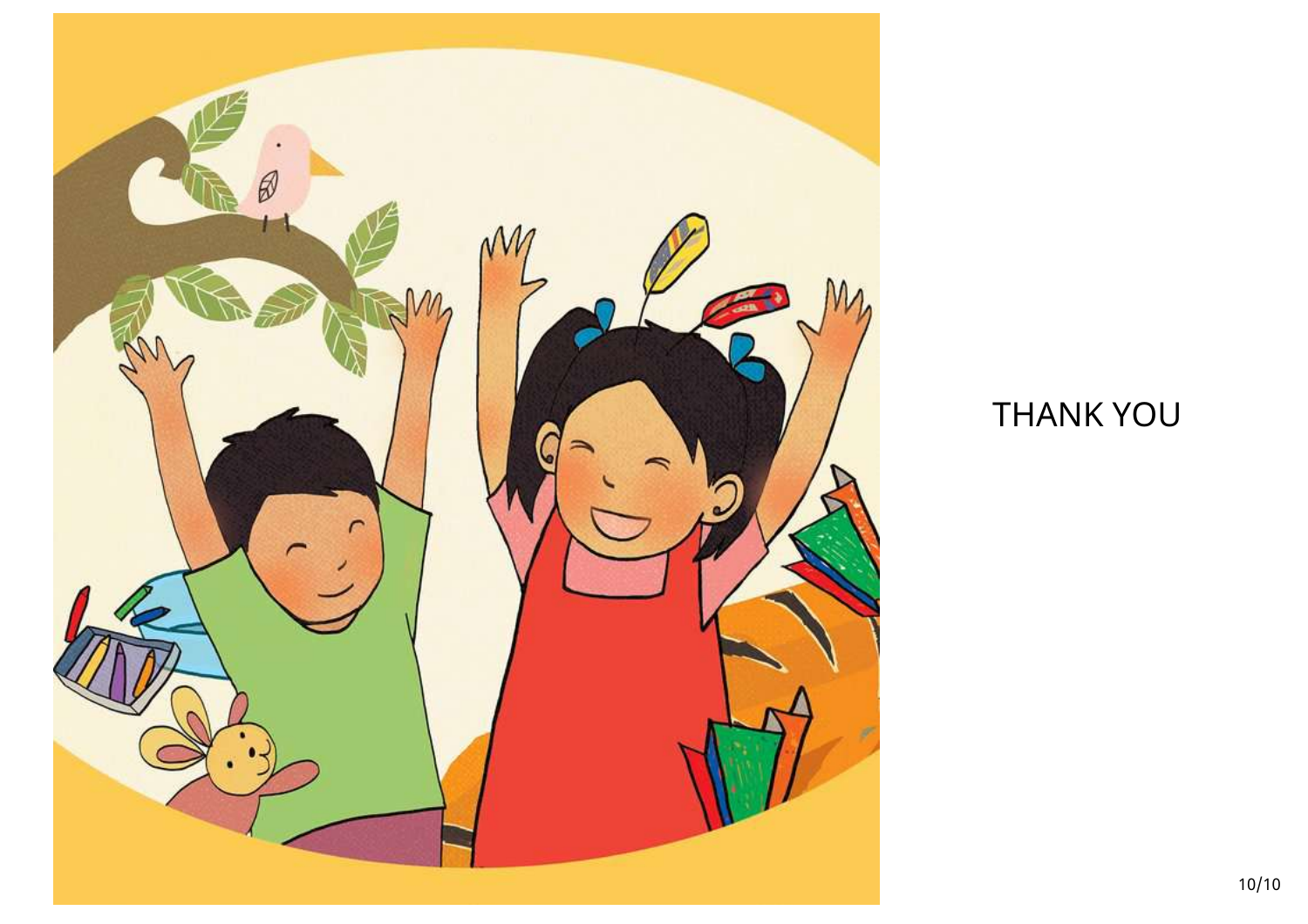THANK YOU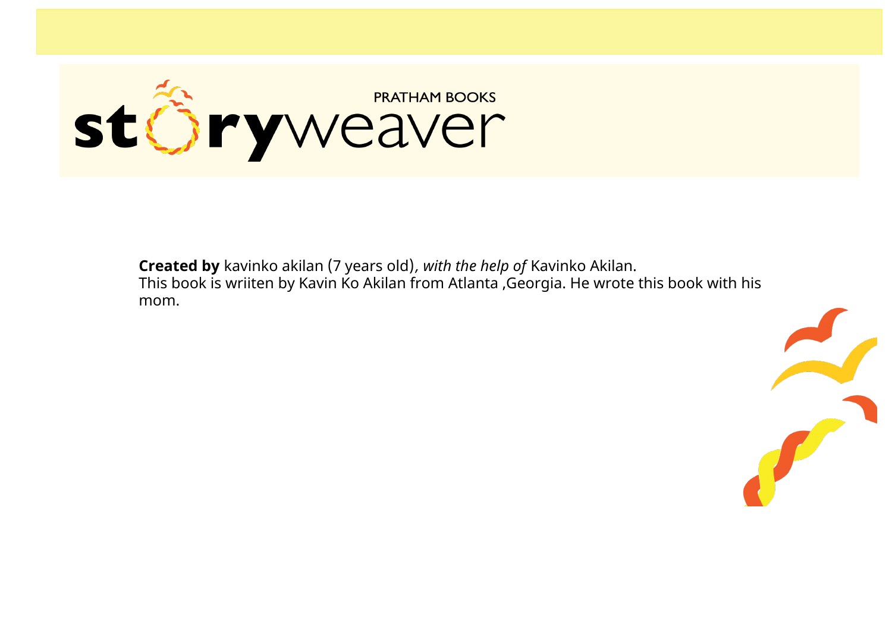**Created by** kavinko akilan (7 years old), *with the help of* Kavinko Akilan.
This book is wriiten by Kavin Ko Akilan from Atlanta ,Georgia. He wrote this book with his mom.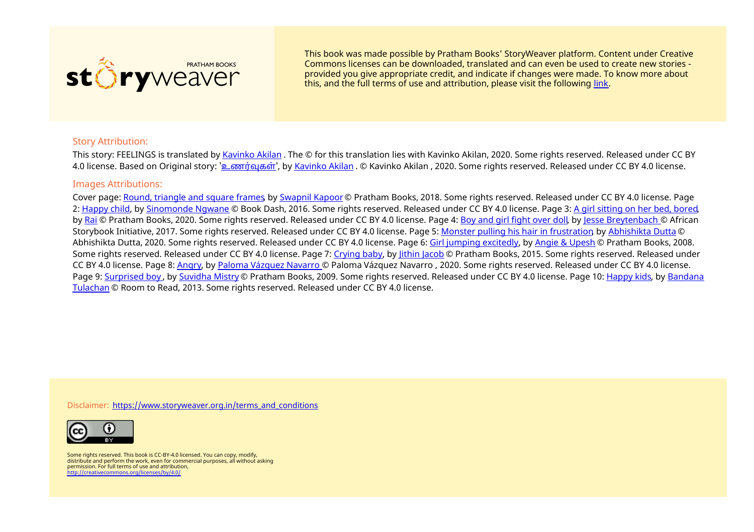storyweaver PRATHAM BOOKS

This book was made possible by Pratham Books' StoryWeaver platform. Content under Creative Commons licenses can be downloaded, translated and can even be used to create new stories - provided you give appropriate credit, and indicate if changes were made. To know more about this, and the full terms of use and attribution, please visit the following link.

## Story Attribution:

This story: FEELINGS is translated by Kavinko Akilan . The © for this translation lies with Kavinko Akilan, 2020. Some rights reserved. Released under CC BY 4.0 license. Based on Original story: 'உணர்வுகள்', by Kavinko Akilan . © Kavinko Akilan , 2020. Some rights reserved. Released under CC BY 4.0 license.

## Images Attributions:

Cover page: Round, triangle and square frames, by Swapnil Kapoor © Pratham Books, 2018. Some rights reserved. Released under CC BY 4.0 license. Page 2: Happy child, by Sinomonde Ngwane © Book Dash, 2016. Some rights reserved. Released under CC BY 4.0 license. Page 3: A girl sitting on her bed, bored, by Rai © Pratham Books, 2020. Some rights reserved. Released under CC BY 4.0 license. Page 4: Boy and girl fight over doll, by Jesse Breytenbach © African Storybook Initiative, 2017. Some rights reserved. Released under CC BY 4.0 license. Page 5: Monster pulling his hair in frustration, by Abhishikta Dutta © Abhishikta Dutta, 2020. Some rights reserved. Released under CC BY 4.0 license. Page 6: Girl jumping excitedly, by Angie & Upesh © Pratham Books, 2008. Some rights reserved. Released under CC BY 4.0 license. Page 7: Crying baby, by Jithin Jacob © Pratham Books, 2015. Some rights reserved. Released under CC BY 4.0 license. Page 8: Angry, by Paloma Vázquez Navarro © Paloma Vázquez Navarro , 2020. Some rights reserved. Released under CC BY 4.0 license. Page 9: Surprised boy , by Suvidha Mistry © Pratham Books, 2009. Some rights reserved. Released under CC BY 4.0 license. Page 10: Happy kids, by Bandana Tulachan © Room to Read, 2013. Some rights reserved. Released under CC BY 4.0 license.

Disclaimer: https://www.storyweaver.org.in/terms_and_conditions

Some rights reserved. This book is CC-BY-4.0 licensed. You can copy, modify, distribute and perform the work, even for commercial purposes, all without asking permission. For full terms of use and attribution, http://creativecommons.org/licenses/by/4.0/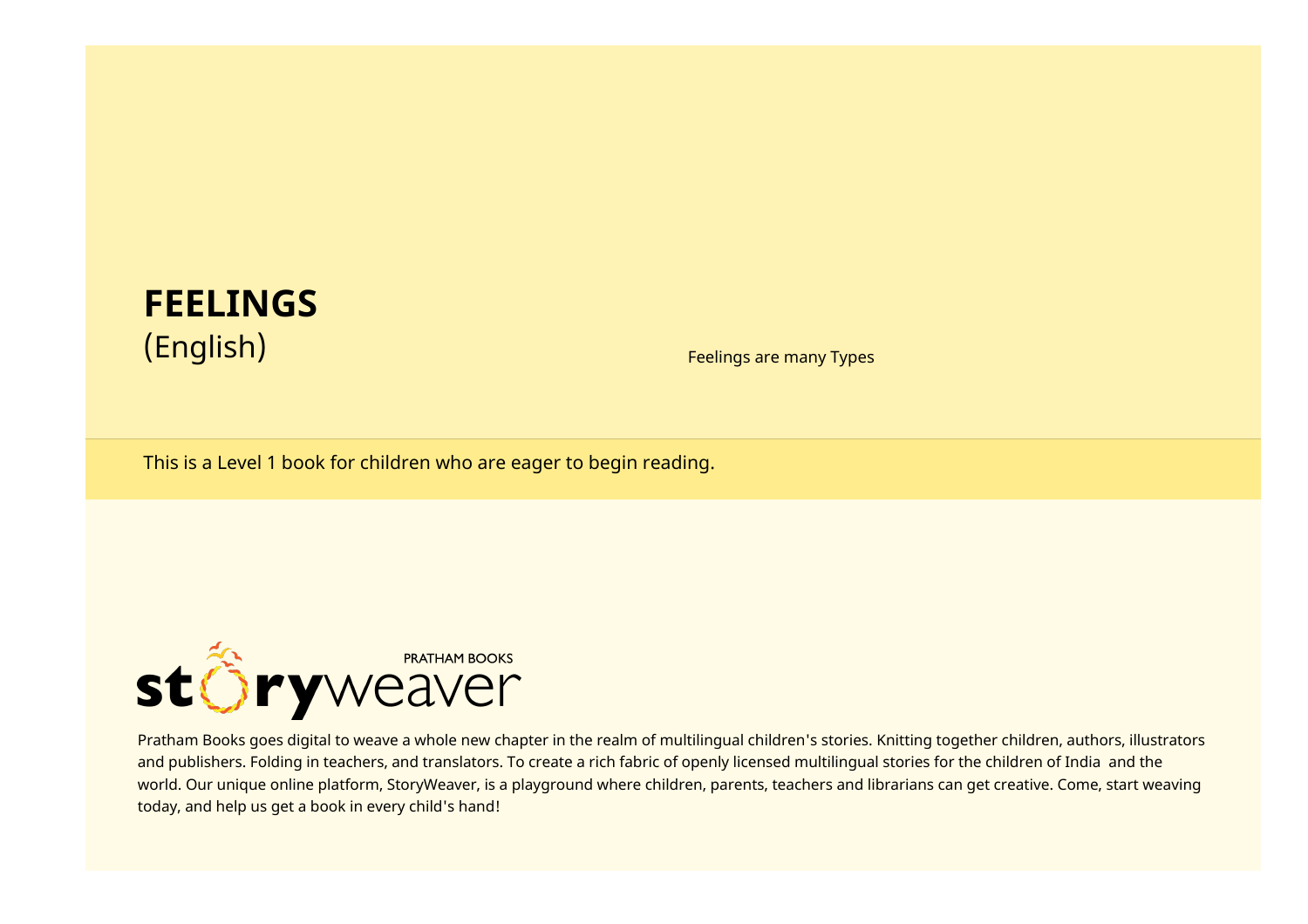# FEELINGS
(English)

Feelings are many Types

This is a Level 1 book for children who are eager to begin reading.

PRATHAM BOOKS

storyweaver

Pratham Books goes digital to weave a whole new chapter in the realm of multilingual children's stories. Knitting together children, authors, illustrators and publishers. Folding in teachers, and translators. To create a rich fabric of openly licensed multilingual stories for the children of India and the world. Our unique online platform, StoryWeaver, is a playground where children, parents, teachers and librarians can get creative. Come, start weaving today, and help us get a book in every child's hand!